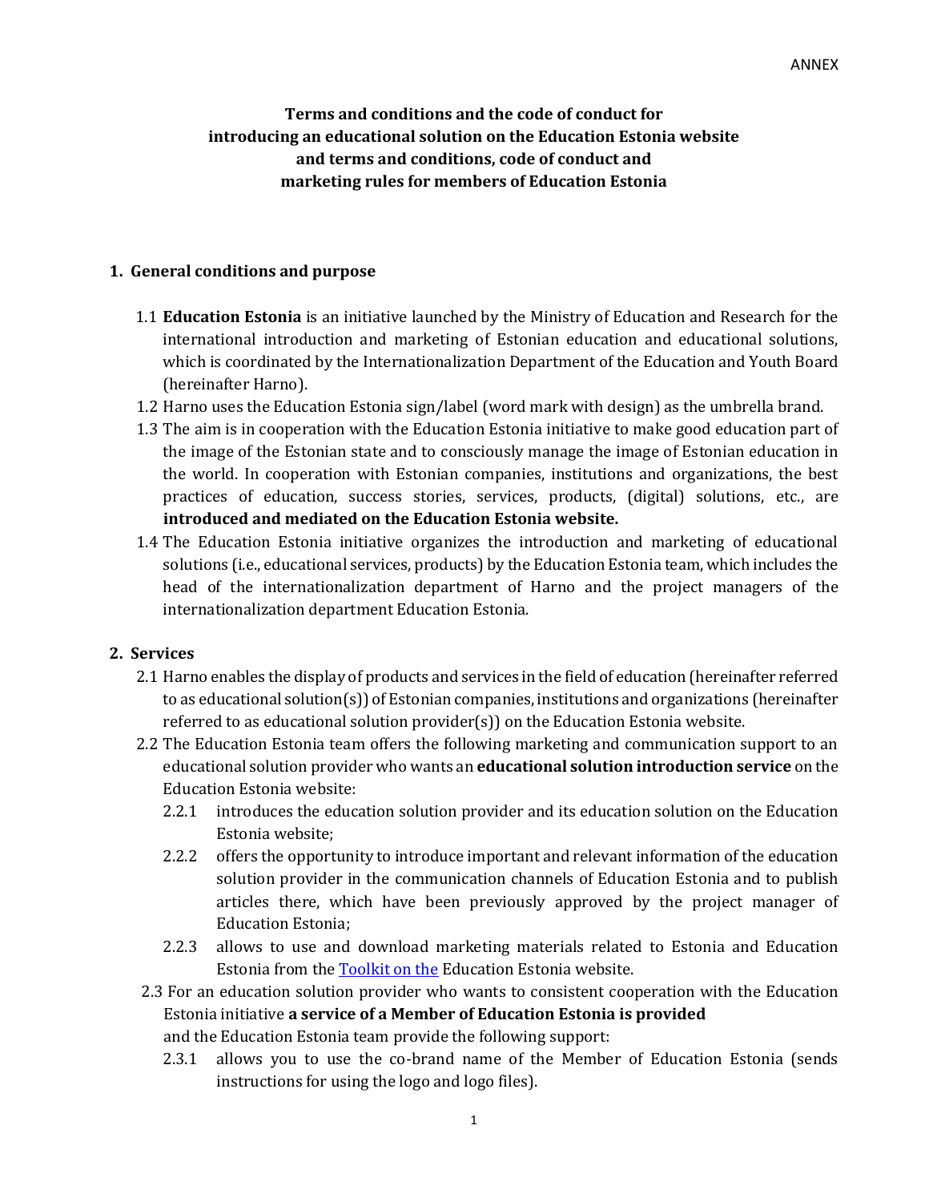ANNEX

**Terms and conditions and the code of conduct for introducing an educational solution on the Education Estonia website and terms and conditions, code of conduct and marketing rules for members of Education Estonia**

## 1. General conditions and purpose

1.1 **Education Estonia** is an initiative launched by the Ministry of Education and Research for the international introduction and marketing of Estonian education and educational solutions, which is coordinated by the Internationalization Department of the Education and Youth Board (hereinafter Harno).

1.2 Harno uses the Education Estonia sign/label (word mark with design) as the umbrella brand.

1.3 The aim is in cooperation with the Education Estonia initiative to make good education part of the image of the Estonian state and to consciously manage the image of Estonian education in the world. In cooperation with Estonian companies, institutions and organizations, the best practices of education, success stories, services, products, (digital) solutions, etc., are **introduced and mediated on the Education Estonia website.**

1.4 The Education Estonia initiative organizes the introduction and marketing of educational solutions (i.e., educational services, products) by the Education Estonia team, which includes the head of the internationalization department of Harno and the project managers of the internationalization department Education Estonia.

## 2. Services

2.1 Harno enables the display of products and services in the field of education (hereinafter referred to as educational solution(s)) of Estonian companies, institutions and organizations (hereinafter referred to as educational solution provider(s)) on the Education Estonia website.

2.2 The Education Estonia team offers the following marketing and communication support to an educational solution provider who wants an **educational solution introduction service** on the Education Estonia website:

2.2.1 introduces the education solution provider and its education solution on the Education Estonia website;

2.2.2 offers the opportunity to introduce important and relevant information of the education solution provider in the communication channels of Education Estonia and to publish articles there, which have been previously approved by the project manager of Education Estonia;

2.2.3 allows to use and download marketing materials related to Estonia and Education Estonia from the Toolkit on the Education Estonia website.

2.3 For an education solution provider who wants to consistent cooperation with the Education Estonia initiative **a service of a Member of Education Estonia is provided** and the Education Estonia team provide the following support:

2.3.1 allows you to use the co-brand name of the Member of Education Estonia (sends instructions for using the logo and logo files).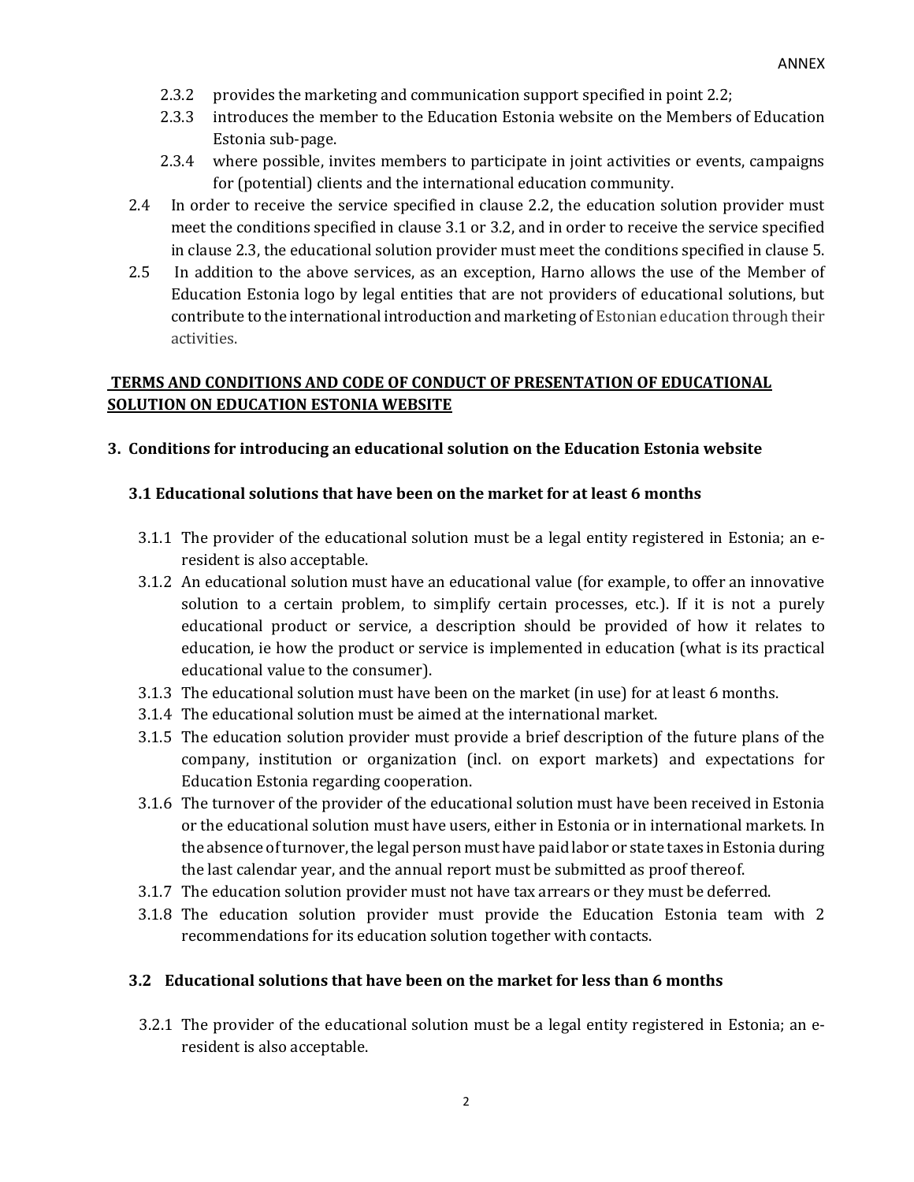2.3.2 provides the marketing and communication support specified in point 2.2;

2.3.3 introduces the member to the Education Estonia website on the Members of Education Estonia sub-page.

2.3.4 where possible, invites members to participate in joint activities or events, campaigns for (potential) clients and the international education community.

2.4 In order to receive the service specified in clause 2.2, the education solution provider must meet the conditions specified in clause 3.1 or 3.2, and in order to receive the service specified in clause 2.3, the educational solution provider must meet the conditions specified in clause 5.

2.5 In addition to the above services, as an exception, Harno allows the use of the Member of Education Estonia logo by legal entities that are not providers of educational solutions, but contribute to the international introduction and marketing of Estonian education through their activities.

## TERMS AND CONDITIONS AND CODE OF CONDUCT OF PRESENTATION OF EDUCATIONAL SOLUTION ON EDUCATION ESTONIA WEBSITE

### 3. Conditions for introducing an educational solution on the Education Estonia website

#### 3.1 Educational solutions that have been on the market for at least 6 months

3.1.1 The provider of the educational solution must be a legal entity registered in Estonia; an e-resident is also acceptable.

3.1.2 An educational solution must have an educational value (for example, to offer an innovative solution to a certain problem, to simplify certain processes, etc.). If it is not a purely educational product or service, a description should be provided of how it relates to education, ie how the product or service is implemented in education (what is its practical educational value to the consumer).

3.1.3 The educational solution must have been on the market (in use) for at least 6 months.

3.1.4 The educational solution must be aimed at the international market.

3.1.5 The education solution provider must provide a brief description of the future plans of the company, institution or organization (incl. on export markets) and expectations for Education Estonia regarding cooperation.

3.1.6 The turnover of the provider of the educational solution must have been received in Estonia or the educational solution must have users, either in Estonia or in international markets. In the absence of turnover, the legal person must have paid labor or state taxes in Estonia during the last calendar year, and the annual report must be submitted as proof thereof.

3.1.7 The education solution provider must not have tax arrears or they must be deferred.

3.1.8 The education solution provider must provide the Education Estonia team with 2 recommendations for its education solution together with contacts.

#### 3.2 Educational solutions that have been on the market for less than 6 months

3.2.1 The provider of the educational solution must be a legal entity registered in Estonia; an e-resident is also acceptable.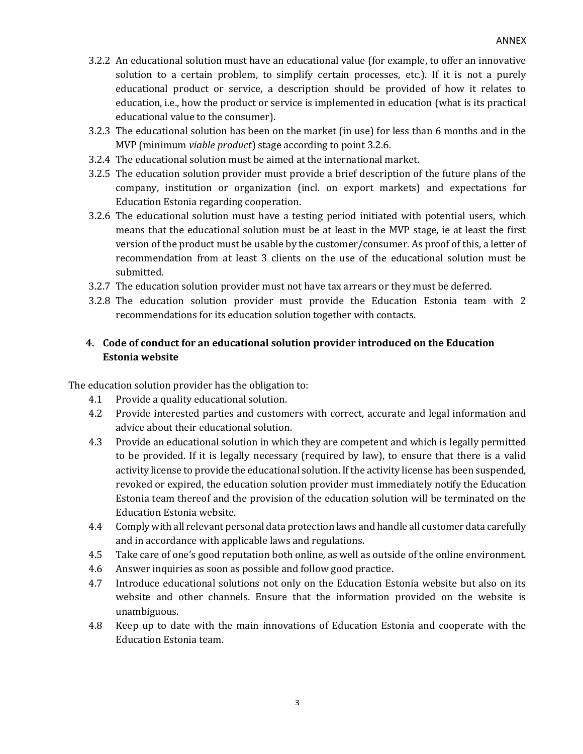3.2.2 An educational solution must have an educational value (for example, to offer an innovative solution to a certain problem, to simplify certain processes, etc.). If it is not a purely educational product or service, a description should be provided of how it relates to education, i.e., how the product or service is implemented in education (what is its practical educational value to the consumer).

3.2.3 The educational solution has been on the market (in use) for less than 6 months and in the MVP (minimum *viable product*) stage according to point 3.2.6.

3.2.4 The educational solution must be aimed at the international market.

3.2.5 The education solution provider must provide a brief description of the future plans of the company, institution or organization (incl. on export markets) and expectations for Education Estonia regarding cooperation.

3.2.6 The educational solution must have a testing period initiated with potential users, which means that the educational solution must be at least in the MVP stage, ie at least the first version of the product must be usable by the customer/consumer. As proof of this, a letter of recommendation from at least 3 clients on the use of the educational solution must be submitted.

3.2.7 The education solution provider must not have tax arrears or they must be deferred.

3.2.8 The education solution provider must provide the Education Estonia team with 2 recommendations for its education solution together with contacts.

## 4. Code of conduct for an educational solution provider introduced on the Education Estonia website

The education solution provider has the obligation to:

4.1 Provide a quality educational solution.

4.2 Provide interested parties and customers with correct, accurate and legal information and advice about their educational solution.

4.3 Provide an educational solution in which they are competent and which is legally permitted to be provided. If it is legally necessary (required by law), to ensure that there is a valid activity license to provide the educational solution. If the activity license has been suspended, revoked or expired, the education solution provider must immediately notify the Education Estonia team thereof and the provision of the education solution will be terminated on the Education Estonia website.

4.4 Comply with all relevant personal data protection laws and handle all customer data carefully and in accordance with applicable laws and regulations.

4.5 Take care of one's good reputation both online, as well as outside of the online environment.

4.6 Answer inquiries as soon as possible and follow good practice.

4.7 Introduce educational solutions not only on the Education Estonia website but also on its website and other channels. Ensure that the information provided on the website is unambiguous.

4.8 Keep up to date with the main innovations of Education Estonia and cooperate with the Education Estonia team.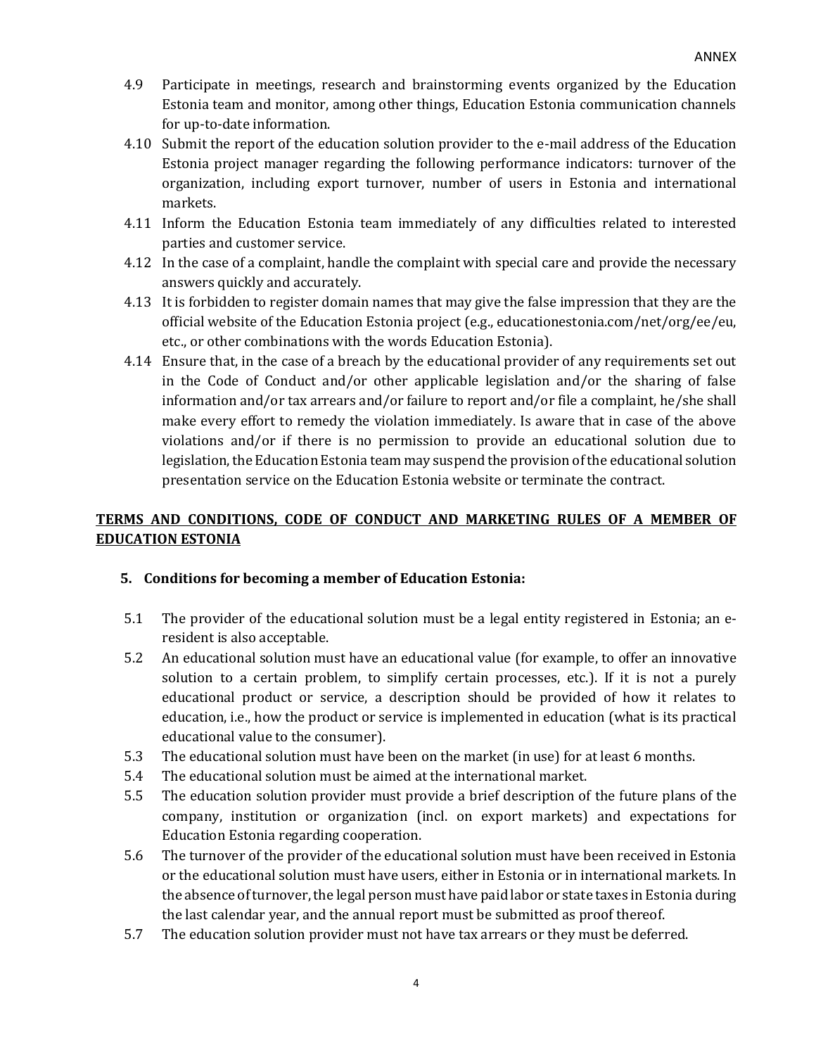4.9 Participate in meetings, research and brainstorming events organized by the Education Estonia team and monitor, among other things, Education Estonia communication channels for up-to-date information.

4.10 Submit the report of the education solution provider to the e-mail address of the Education Estonia project manager regarding the following performance indicators: turnover of the organization, including export turnover, number of users in Estonia and international markets.

4.11 Inform the Education Estonia team immediately of any difficulties related to interested parties and customer service.

4.12 In the case of a complaint, handle the complaint with special care and provide the necessary answers quickly and accurately.

4.13 It is forbidden to register domain names that may give the false impression that they are the official website of the Education Estonia project (e.g., educationestonia.com/net/org/ee/eu, etc., or other combinations with the words Education Estonia).

4.14 Ensure that, in the case of a breach by the educational provider of any requirements set out in the Code of Conduct and/or other applicable legislation and/or the sharing of false information and/or tax arrears and/or failure to report and/or file a complaint, he/she shall make every effort to remedy the violation immediately. Is aware that in case of the above violations and/or if there is no permission to provide an educational solution due to legislation, the Education Estonia team may suspend the provision of the educational solution presentation service on the Education Estonia website or terminate the contract.

## TERMS AND CONDITIONS, CODE OF CONDUCT AND MARKETING RULES OF A MEMBER OF EDUCATION ESTONIA

### 5. Conditions for becoming a member of Education Estonia:

5.1 The provider of the educational solution must be a legal entity registered in Estonia; an e-resident is also acceptable.

5.2 An educational solution must have an educational value (for example, to offer an innovative solution to a certain problem, to simplify certain processes, etc.). If it is not a purely educational product or service, a description should be provided of how it relates to education, i.e., how the product or service is implemented in education (what is its practical educational value to the consumer).

5.3 The educational solution must have been on the market (in use) for at least 6 months.

5.4 The educational solution must be aimed at the international market.

5.5 The education solution provider must provide a brief description of the future plans of the company, institution or organization (incl. on export markets) and expectations for Education Estonia regarding cooperation.

5.6 The turnover of the provider of the educational solution must have been received in Estonia or the educational solution must have users, either in Estonia or in international markets. In the absence of turnover, the legal person must have paid labor or state taxes in Estonia during the last calendar year, and the annual report must be submitted as proof thereof.

5.7 The education solution provider must not have tax arrears or they must be deferred.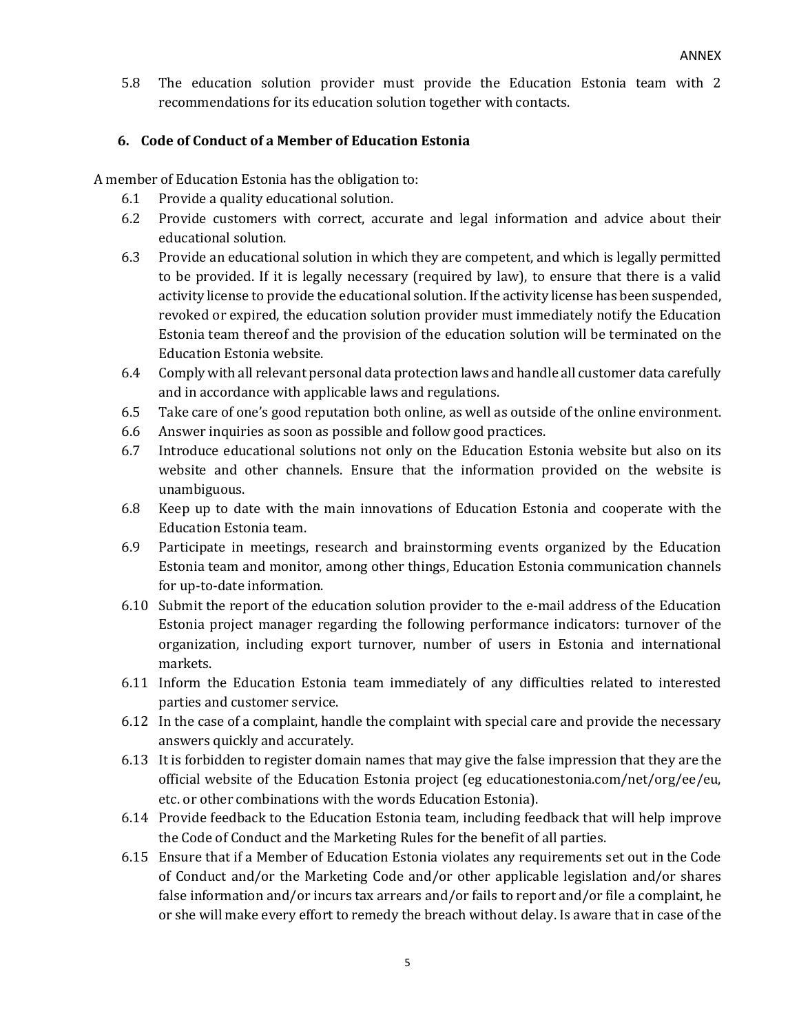5.8 The education solution provider must provide the Education Estonia team with 2 recommendations for its education solution together with contacts.

## 6. Code of Conduct of a Member of Education Estonia

A member of Education Estonia has the obligation to:

6.1 Provide a quality educational solution.

6.2 Provide customers with correct, accurate and legal information and advice about their educational solution.

6.3 Provide an educational solution in which they are competent, and which is legally permitted to be provided. If it is legally necessary (required by law), to ensure that there is a valid activity license to provide the educational solution. If the activity license has been suspended, revoked or expired, the education solution provider must immediately notify the Education Estonia team thereof and the provision of the education solution will be terminated on the Education Estonia website.

6.4 Comply with all relevant personal data protection laws and handle all customer data carefully and in accordance with applicable laws and regulations.

6.5 Take care of one's good reputation both online, as well as outside of the online environment.

6.6 Answer inquiries as soon as possible and follow good practices.

6.7 Introduce educational solutions not only on the Education Estonia website but also on its website and other channels. Ensure that the information provided on the website is unambiguous.

6.8 Keep up to date with the main innovations of Education Estonia and cooperate with the Education Estonia team.

6.9 Participate in meetings, research and brainstorming events organized by the Education Estonia team and monitor, among other things, Education Estonia communication channels for up-to-date information.

6.10 Submit the report of the education solution provider to the e-mail address of the Education Estonia project manager regarding the following performance indicators: turnover of the organization, including export turnover, number of users in Estonia and international markets.

6.11 Inform the Education Estonia team immediately of any difficulties related to interested parties and customer service.

6.12 In the case of a complaint, handle the complaint with special care and provide the necessary answers quickly and accurately.

6.13 It is forbidden to register domain names that may give the false impression that they are the official website of the Education Estonia project (eg educationestonia.com/net/org/ee/eu, etc. or other combinations with the words Education Estonia).

6.14 Provide feedback to the Education Estonia team, including feedback that will help improve the Code of Conduct and the Marketing Rules for the benefit of all parties.

6.15 Ensure that if a Member of Education Estonia violates any requirements set out in the Code of Conduct and/or the Marketing Code and/or other applicable legislation and/or shares false information and/or incurs tax arrears and/or fails to report and/or file a complaint, he or she will make every effort to remedy the breach without delay. Is aware that in case of the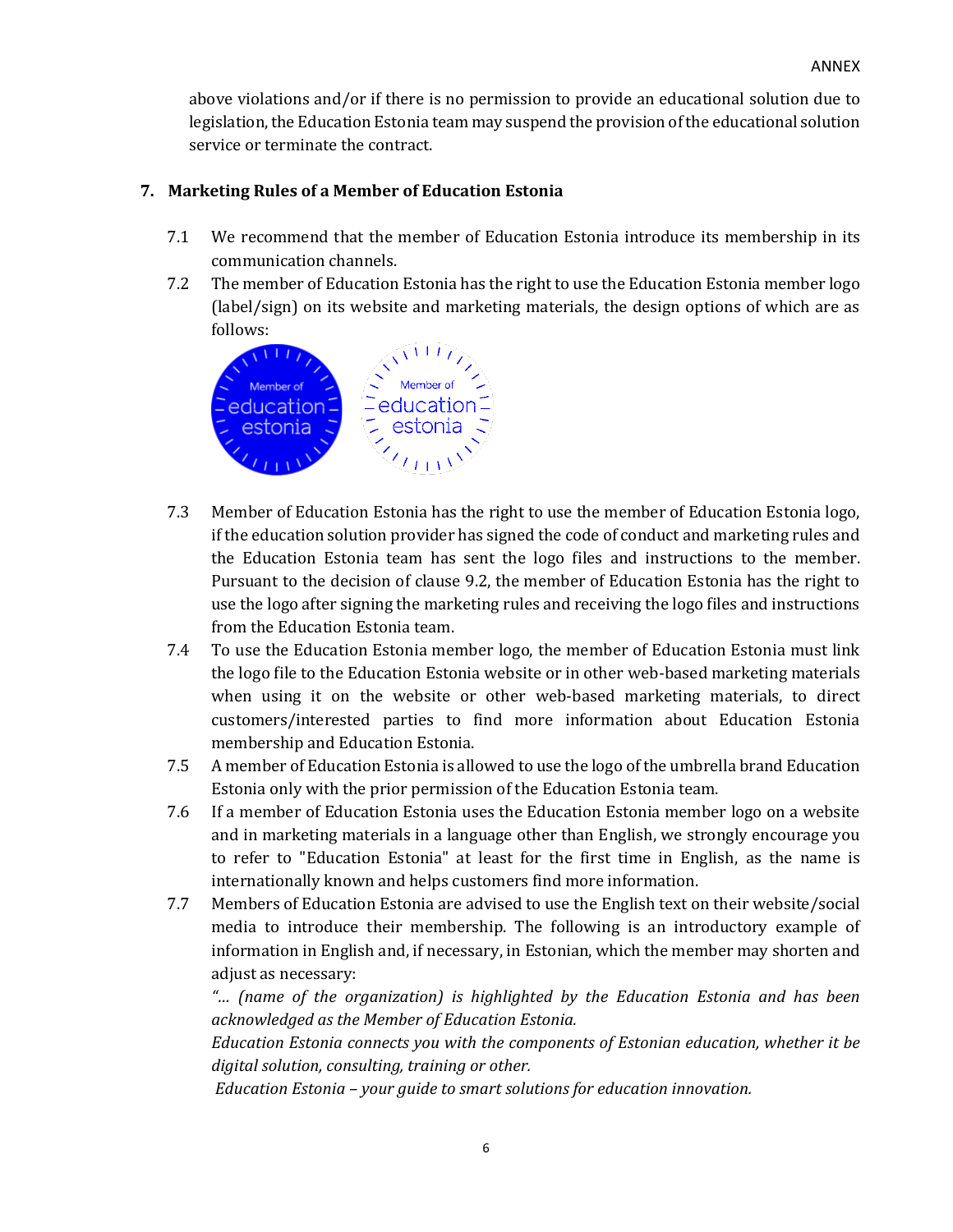above violations and/or if there is no permission to provide an educational solution due to legislation, the Education Estonia team may suspend the provision of the educational solution service or terminate the contract.

## 7. Marketing Rules of a Member of Education Estonia

7.1 We recommend that the member of Education Estonia introduce its membership in its communication channels.

7.2 The member of Education Estonia has the right to use the Education Estonia member logo (label/sign) on its website and marketing materials, the design options of which are as follows:

7.3 Member of Education Estonia has the right to use the member of Education Estonia logo, if the education solution provider has signed the code of conduct and marketing rules and the Education Estonia team has sent the logo files and instructions to the member. Pursuant to the decision of clause 9.2, the member of Education Estonia has the right to use the logo after signing the marketing rules and receiving the logo files and instructions from the Education Estonia team.

7.4 To use the Education Estonia member logo, the member of Education Estonia must link the logo file to the Education Estonia website or in other web-based marketing materials when using it on the website or other web-based marketing materials, to direct customers/interested parties to find more information about Education Estonia membership and Education Estonia.

7.5 A member of Education Estonia is allowed to use the logo of the umbrella brand Education Estonia only with the prior permission of the Education Estonia team.

7.6 If a member of Education Estonia uses the Education Estonia member logo on a website and in marketing materials in a language other than English, we strongly encourage you to refer to "Education Estonia" at least for the first time in English, as the name is internationally known and helps customers find more information.

7.7 Members of Education Estonia are advised to use the English text on their website/social media to introduce their membership. The following is an introductory example of information in English and, if necessary, in Estonian, which the member may shorten and adjust as necessary:

*"... (name of the organization) is highlighted by the Education Estonia and has been acknowledged as the Member of Education Estonia.*

*Education Estonia connects you with the components of Estonian education, whether it be digital solution, consulting, training or other.*

*Education Estonia – your guide to smart solutions for education innovation.*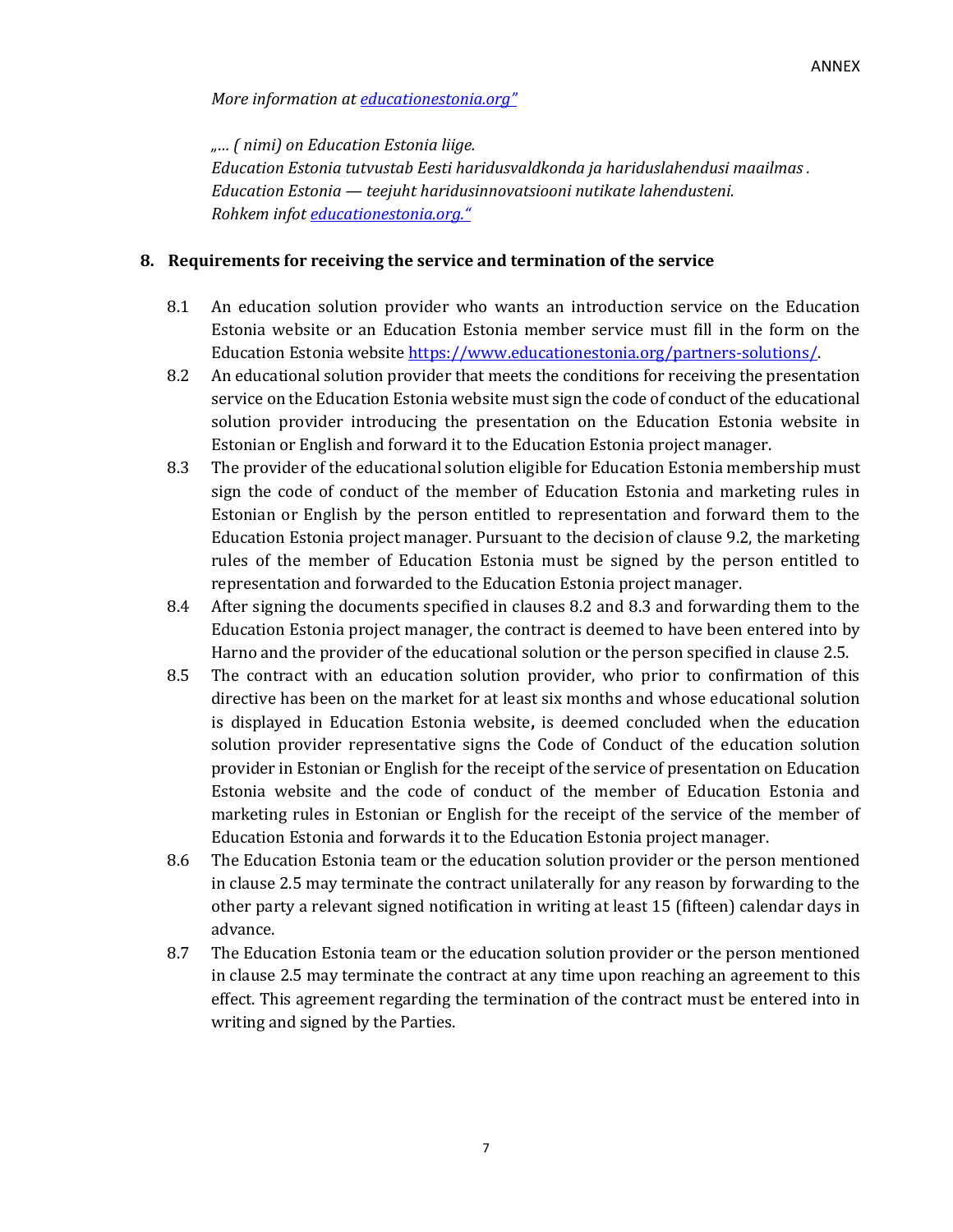*More information at [educationestonia.org"](educationestonia.org)*

*„… ( nimi) on Education Estonia liige.*
*Education Estonia tutvustab Eesti haridusvaldkonda ja hariduslahendusi maailmas .*
*Education Estonia — teejuht haridusinnovatsiooni nutikate lahendusteni.*
*Rohkem infot [educationestonia.org."](educationestonia.org)*

## 8. Requirements for receiving the service and termination of the service

8.1 An education solution provider who wants an introduction service on the Education Estonia website or an Education Estonia member service must fill in the form on the Education Estonia website [https://www.educationestonia.org/partners-solutions/](https://www.educationestonia.org/partners-solutions/).

8.2 An educational solution provider that meets the conditions for receiving the presentation service on the Education Estonia website must sign the code of conduct of the educational solution provider introducing the presentation on the Education Estonia website in Estonian or English and forward it to the Education Estonia project manager.

8.3 The provider of the educational solution eligible for Education Estonia membership must sign the code of conduct of the member of Education Estonia and marketing rules in Estonian or English by the person entitled to representation and forward them to the Education Estonia project manager. Pursuant to the decision of clause 9.2, the marketing rules of the member of Education Estonia must be signed by the person entitled to representation and forwarded to the Education Estonia project manager.

8.4 After signing the documents specified in clauses 8.2 and 8.3 and forwarding them to the Education Estonia project manager, the contract is deemed to have been entered into by Harno and the provider of the educational solution or the person specified in clause 2.5.

8.5 The contract with an education solution provider, who prior to confirmation of this directive has been on the market for at least six months and whose educational solution is displayed in Education Estonia website**,** is deemed concluded when the education solution provider representative signs the Code of Conduct of the education solution provider in Estonian or English for the receipt of the service of presentation on Education Estonia website and the code of conduct of the member of Education Estonia and marketing rules in Estonian or English for the receipt of the service of the member of Education Estonia and forwards it to the Education Estonia project manager.

8.6 The Education Estonia team or the education solution provider or the person mentioned in clause 2.5 may terminate the contract unilaterally for any reason by forwarding to the other party a relevant signed notification in writing at least 15 (fifteen) calendar days in advance.

8.7 The Education Estonia team or the education solution provider or the person mentioned in clause 2.5 may terminate the contract at any time upon reaching an agreement to this effect. This agreement regarding the termination of the contract must be entered into in writing and signed by the Parties.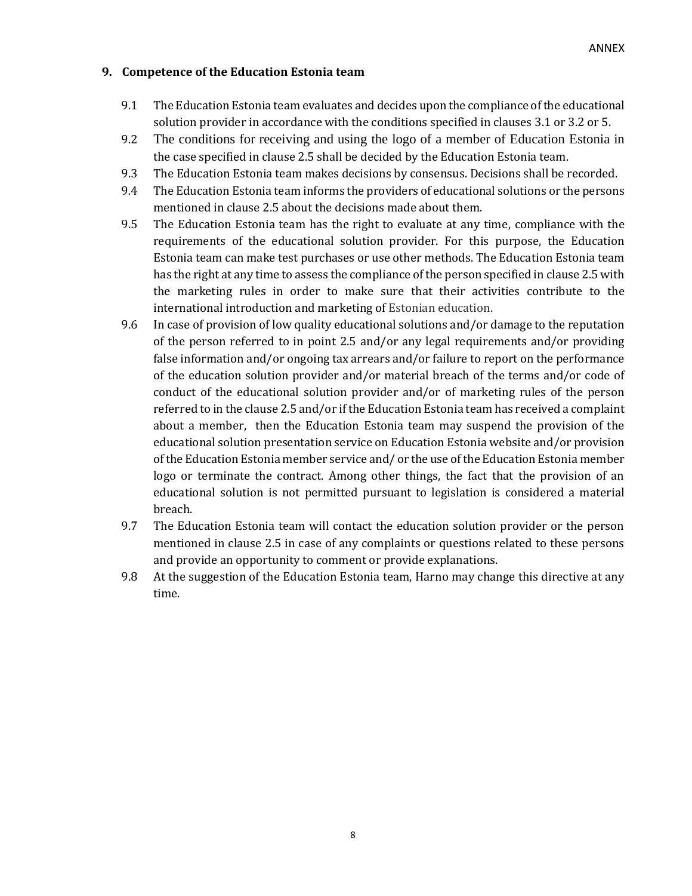## 9. Competence of the Education Estonia team

9.1 The Education Estonia team evaluates and decides upon the compliance of the educational solution provider in accordance with the conditions specified in clauses 3.1 or 3.2 or 5.

9.2 The conditions for receiving and using the logo of a member of Education Estonia in the case specified in clause 2.5 shall be decided by the Education Estonia team.

9.3 The Education Estonia team makes decisions by consensus. Decisions shall be recorded.

9.4 The Education Estonia team informs the providers of educational solutions or the persons mentioned in clause 2.5 about the decisions made about them.

9.5 The Education Estonia team has the right to evaluate at any time, compliance with the requirements of the educational solution provider. For this purpose, the Education Estonia team can make test purchases or use other methods. The Education Estonia team has the right at any time to assess the compliance of the person specified in clause 2.5 with the marketing rules in order to make sure that their activities contribute to the international introduction and marketing of Estonian education.

9.6 In case of provision of low quality educational solutions and/or damage to the reputation of the person referred to in point 2.5 and/or any legal requirements and/or providing false information and/or ongoing tax arrears and/or failure to report on the performance of the education solution provider and/or material breach of the terms and/or code of conduct of the educational solution provider and/or of marketing rules of the person referred to in the clause 2.5 and/or if the Education Estonia team has received a complaint about a member, then the Education Estonia team may suspend the provision of the educational solution presentation service on Education Estonia website and/or provision of the Education Estonia member service and/ or the use of the Education Estonia member logo or terminate the contract. Among other things, the fact that the provision of an educational solution is not permitted pursuant to legislation is considered a material breach.

9.7 The Education Estonia team will contact the education solution provider or the person mentioned in clause 2.5 in case of any complaints or questions related to these persons and provide an opportunity to comment or provide explanations.

9.8 At the suggestion of the Education Estonia team, Harno may change this directive at any time.